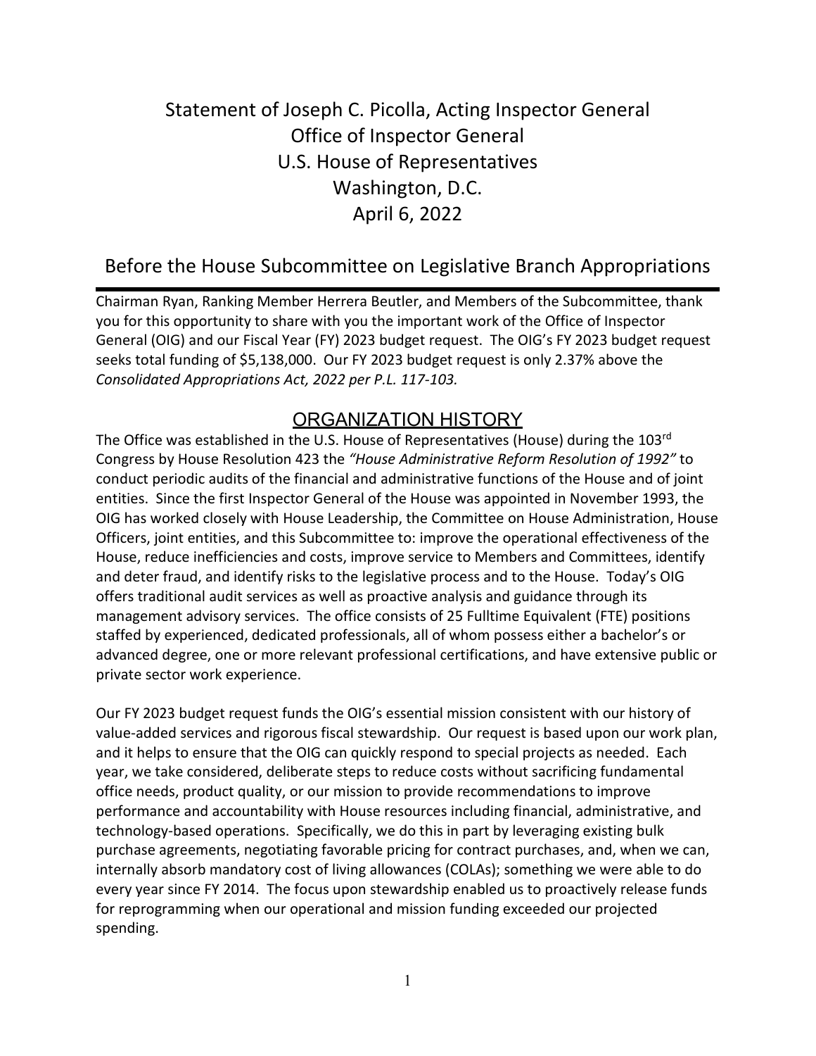# Statement of Joseph C. Picolla, Acting Inspector General
# Office of Inspector General
# U.S. House of Representatives
# Washington, D.C.
# April 6, 2022

## Before the House Subcommittee on Legislative Branch Appropriations

Chairman Ryan, Ranking Member Herrera Beutler, and Members of the Subcommittee, thank you for this opportunity to share with you the important work of the Office of Inspector General (OIG) and our Fiscal Year (FY) 2023 budget request. The OIG's FY 2023 budget request seeks total funding of $5,138,000. Our FY 2023 budget request is only 2.37% above the *Consolidated Appropriations Act, 2022 per P.L. 117-103.*

## ORGANIZATION HISTORY

The Office was established in the U.S. House of Representatives (House) during the 103rd Congress by House Resolution 423 the *"House Administrative Reform Resolution of 1992"* to conduct periodic audits of the financial and administrative functions of the House and of joint entities. Since the first Inspector General of the House was appointed in November 1993, the OIG has worked closely with House Leadership, the Committee on House Administration, House Officers, joint entities, and this Subcommittee to: improve the operational effectiveness of the House, reduce inefficiencies and costs, improve service to Members and Committees, identify and deter fraud, and identify risks to the legislative process and to the House. Today's OIG offers traditional audit services as well as proactive analysis and guidance through its management advisory services. The office consists of 25 Fulltime Equivalent (FTE) positions staffed by experienced, dedicated professionals, all of whom possess either a bachelor's or advanced degree, one or more relevant professional certifications, and have extensive public or private sector work experience.

Our FY 2023 budget request funds the OIG's essential mission consistent with our history of value-added services and rigorous fiscal stewardship. Our request is based upon our work plan, and it helps to ensure that the OIG can quickly respond to special projects as needed. Each year, we take considered, deliberate steps to reduce costs without sacrificing fundamental office needs, product quality, or our mission to provide recommendations to improve performance and accountability with House resources including financial, administrative, and technology-based operations. Specifically, we do this in part by leveraging existing bulk purchase agreements, negotiating favorable pricing for contract purchases, and, when we can, internally absorb mandatory cost of living allowances (COLAs); something we were able to do every year since FY 2014. The focus upon stewardship enabled us to proactively release funds for reprogramming when our operational and mission funding exceeded our projected spending.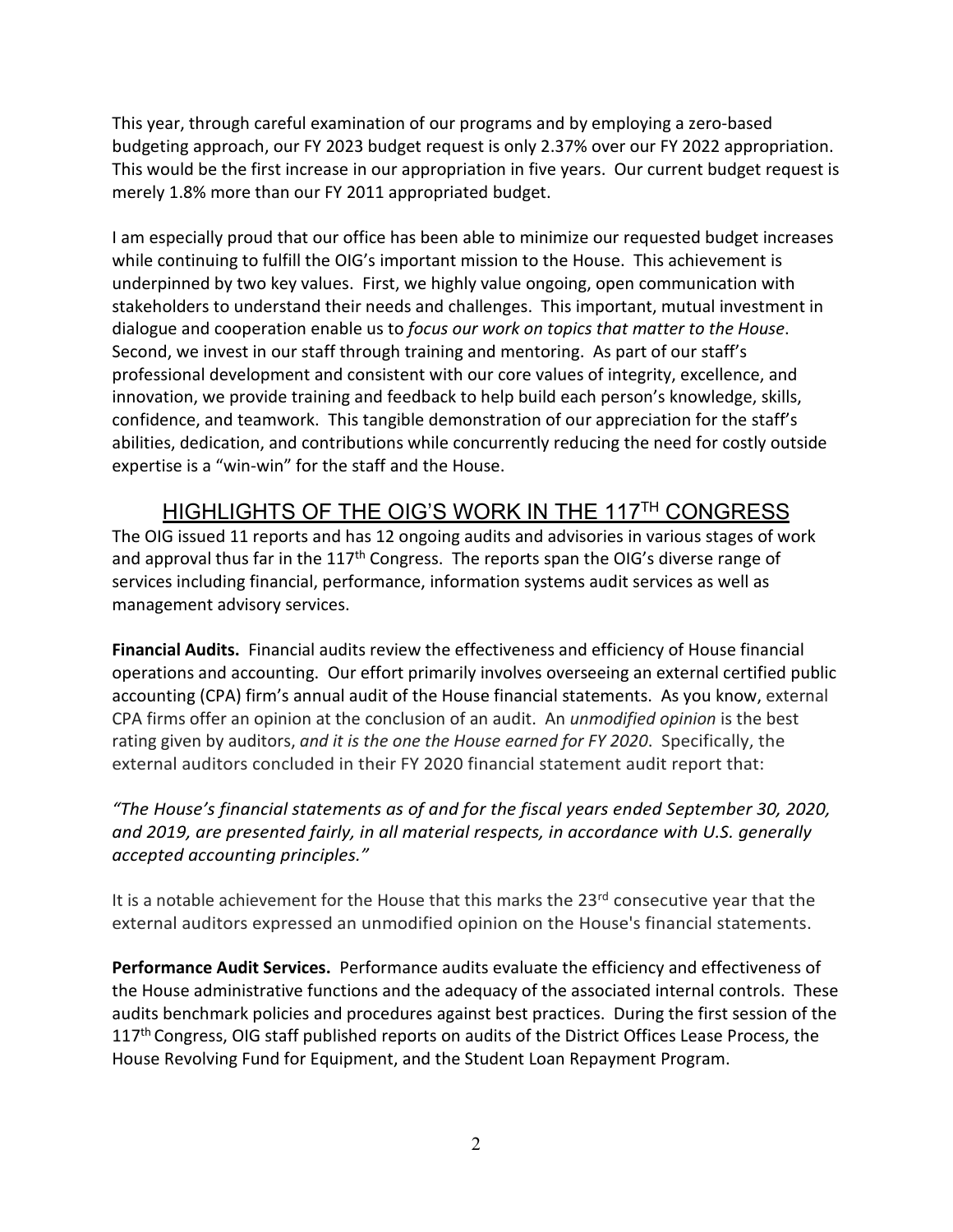This year, through careful examination of our programs and by employing a zero-based budgeting approach, our FY 2023 budget request is only 2.37% over our FY 2022 appropriation. This would be the first increase in our appropriation in five years. Our current budget request is merely 1.8% more than our FY 2011 appropriated budget.

I am especially proud that our office has been able to minimize our requested budget increases while continuing to fulfill the OIG's important mission to the House. This achievement is underpinned by two key values. First, we highly value ongoing, open communication with stakeholders to understand their needs and challenges. This important, mutual investment in dialogue and cooperation enable us to *focus our work on topics that matter to the House*. Second, we invest in our staff through training and mentoring. As part of our staff's professional development and consistent with our core values of integrity, excellence, and innovation, we provide training and feedback to help build each person's knowledge, skills, confidence, and teamwork. This tangible demonstration of our appreciation for the staff's abilities, dedication, and contributions while concurrently reducing the need for costly outside expertise is a "win-win" for the staff and the House.

## HIGHLIGHTS OF THE OIG'S WORK IN THE 117TH CONGRESS

The OIG issued 11 reports and has 12 ongoing audits and advisories in various stages of work and approval thus far in the 117th Congress. The reports span the OIG's diverse range of services including financial, performance, information systems audit services as well as management advisory services.

**Financial Audits.** Financial audits review the effectiveness and efficiency of House financial operations and accounting. Our effort primarily involves overseeing an external certified public accounting (CPA) firm's annual audit of the House financial statements. As you know, external CPA firms offer an opinion at the conclusion of an audit. An *unmodified opinion* is the best rating given by auditors, *and it is the one the House earned for FY 2020*. Specifically, the external auditors concluded in their FY 2020 financial statement audit report that:

*"The House's financial statements as of and for the fiscal years ended September 30, 2020, and 2019, are presented fairly, in all material respects, in accordance with U.S. generally accepted accounting principles."*

It is a notable achievement for the House that this marks the 23rd consecutive year that the external auditors expressed an unmodified opinion on the House's financial statements.

**Performance Audit Services.** Performance audits evaluate the efficiency and effectiveness of the House administrative functions and the adequacy of the associated internal controls. These audits benchmark policies and procedures against best practices. During the first session of the 117th Congress, OIG staff published reports on audits of the District Offices Lease Process, the House Revolving Fund for Equipment, and the Student Loan Repayment Program.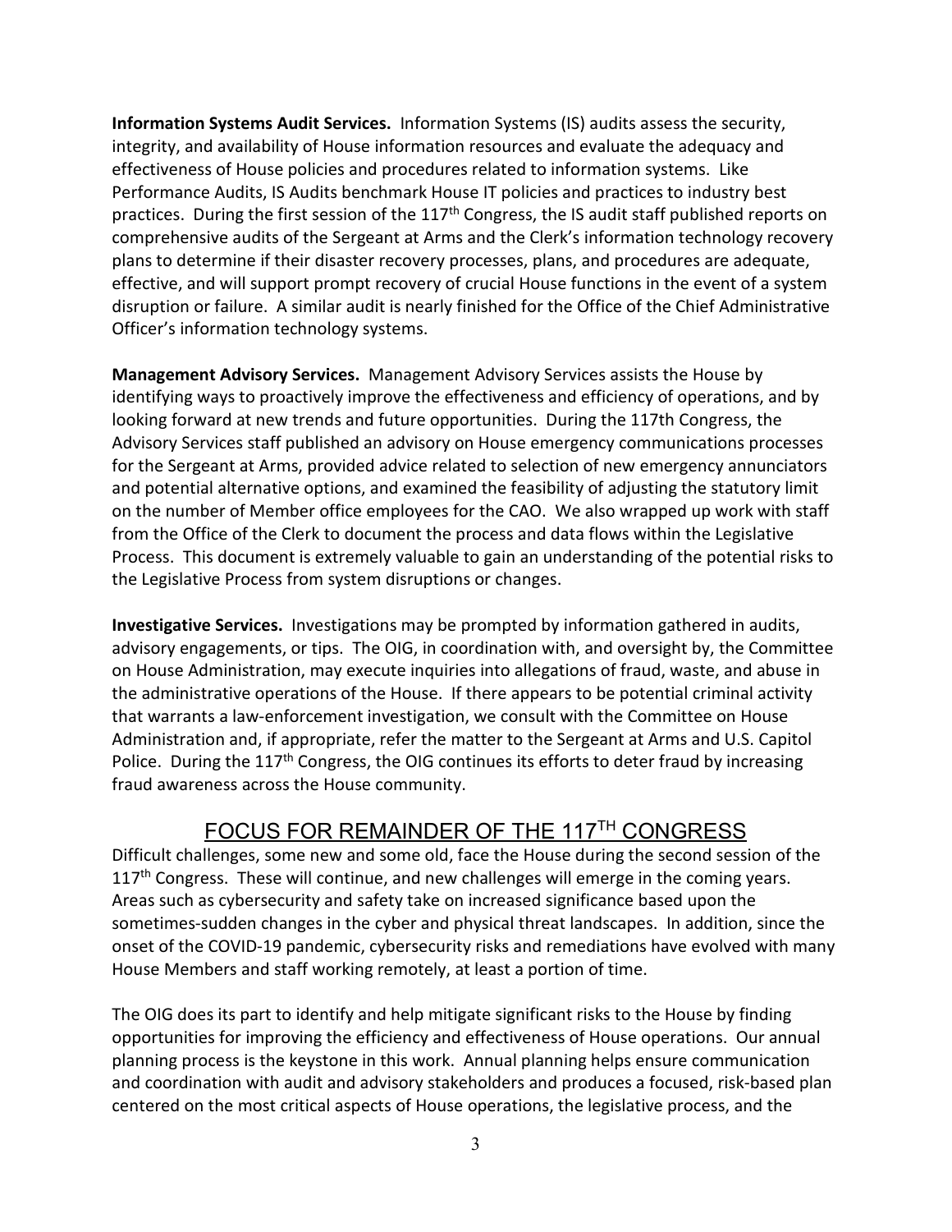**Information Systems Audit Services.** Information Systems (IS) audits assess the security, integrity, and availability of House information resources and evaluate the adequacy and effectiveness of House policies and procedures related to information systems. Like Performance Audits, IS Audits benchmark House IT policies and practices to industry best practices. During the first session of the 117th Congress, the IS audit staff published reports on comprehensive audits of the Sergeant at Arms and the Clerk's information technology recovery plans to determine if their disaster recovery processes, plans, and procedures are adequate, effective, and will support prompt recovery of crucial House functions in the event of a system disruption or failure. A similar audit is nearly finished for the Office of the Chief Administrative Officer's information technology systems.

**Management Advisory Services.** Management Advisory Services assists the House by identifying ways to proactively improve the effectiveness and efficiency of operations, and by looking forward at new trends and future opportunities. During the 117th Congress, the Advisory Services staff published an advisory on House emergency communications processes for the Sergeant at Arms, provided advice related to selection of new emergency annunciators and potential alternative options, and examined the feasibility of adjusting the statutory limit on the number of Member office employees for the CAO. We also wrapped up work with staff from the Office of the Clerk to document the process and data flows within the Legislative Process. This document is extremely valuable to gain an understanding of the potential risks to the Legislative Process from system disruptions or changes.

**Investigative Services.** Investigations may be prompted by information gathered in audits, advisory engagements, or tips. The OIG, in coordination with, and oversight by, the Committee on House Administration, may execute inquiries into allegations of fraud, waste, and abuse in the administrative operations of the House. If there appears to be potential criminal activity that warrants a law-enforcement investigation, we consult with the Committee on House Administration and, if appropriate, refer the matter to the Sergeant at Arms and U.S. Capitol Police. During the 117th Congress, the OIG continues its efforts to deter fraud by increasing fraud awareness across the House community.

## FOCUS FOR REMAINDER OF THE 117TH CONGRESS

Difficult challenges, some new and some old, face the House during the second session of the 117th Congress. These will continue, and new challenges will emerge in the coming years. Areas such as cybersecurity and safety take on increased significance based upon the sometimes-sudden changes in the cyber and physical threat landscapes. In addition, since the onset of the COVID-19 pandemic, cybersecurity risks and remediations have evolved with many House Members and staff working remotely, at least a portion of time.

The OIG does its part to identify and help mitigate significant risks to the House by finding opportunities for improving the efficiency and effectiveness of House operations. Our annual planning process is the keystone in this work. Annual planning helps ensure communication and coordination with audit and advisory stakeholders and produces a focused, risk-based plan centered on the most critical aspects of House operations, the legislative process, and the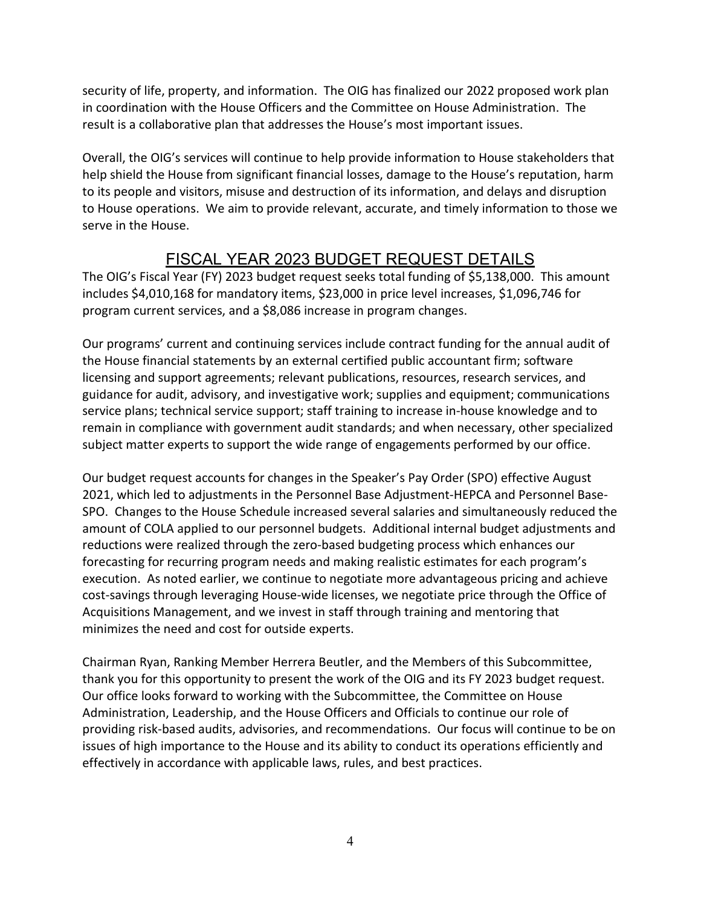security of life, property, and information. The OIG has finalized our 2022 proposed work plan in coordination with the House Officers and the Committee on House Administration. The result is a collaborative plan that addresses the House's most important issues.

Overall, the OIG's services will continue to help provide information to House stakeholders that help shield the House from significant financial losses, damage to the House's reputation, harm to its people and visitors, misuse and destruction of its information, and delays and disruption to House operations. We aim to provide relevant, accurate, and timely information to those we serve in the House.

## FISCAL YEAR 2023 BUDGET REQUEST DETAILS

The OIG's Fiscal Year (FY) 2023 budget request seeks total funding of $5,138,000. This amount includes $4,010,168 for mandatory items, $23,000 in price level increases, $1,096,746 for program current services, and a $8,086 increase in program changes.

Our programs' current and continuing services include contract funding for the annual audit of the House financial statements by an external certified public accountant firm; software licensing and support agreements; relevant publications, resources, research services, and guidance for audit, advisory, and investigative work; supplies and equipment; communications service plans; technical service support; staff training to increase in-house knowledge and to remain in compliance with government audit standards; and when necessary, other specialized subject matter experts to support the wide range of engagements performed by our office.

Our budget request accounts for changes in the Speaker's Pay Order (SPO) effective August 2021, which led to adjustments in the Personnel Base Adjustment-HEPCA and Personnel Base-SPO. Changes to the House Schedule increased several salaries and simultaneously reduced the amount of COLA applied to our personnel budgets. Additional internal budget adjustments and reductions were realized through the zero-based budgeting process which enhances our forecasting for recurring program needs and making realistic estimates for each program's execution. As noted earlier, we continue to negotiate more advantageous pricing and achieve cost-savings through leveraging House-wide licenses, we negotiate price through the Office of Acquisitions Management, and we invest in staff through training and mentoring that minimizes the need and cost for outside experts.

Chairman Ryan, Ranking Member Herrera Beutler, and the Members of this Subcommittee, thank you for this opportunity to present the work of the OIG and its FY 2023 budget request. Our office looks forward to working with the Subcommittee, the Committee on House Administration, Leadership, and the House Officers and Officials to continue our role of providing risk-based audits, advisories, and recommendations. Our focus will continue to be on issues of high importance to the House and its ability to conduct its operations efficiently and effectively in accordance with applicable laws, rules, and best practices.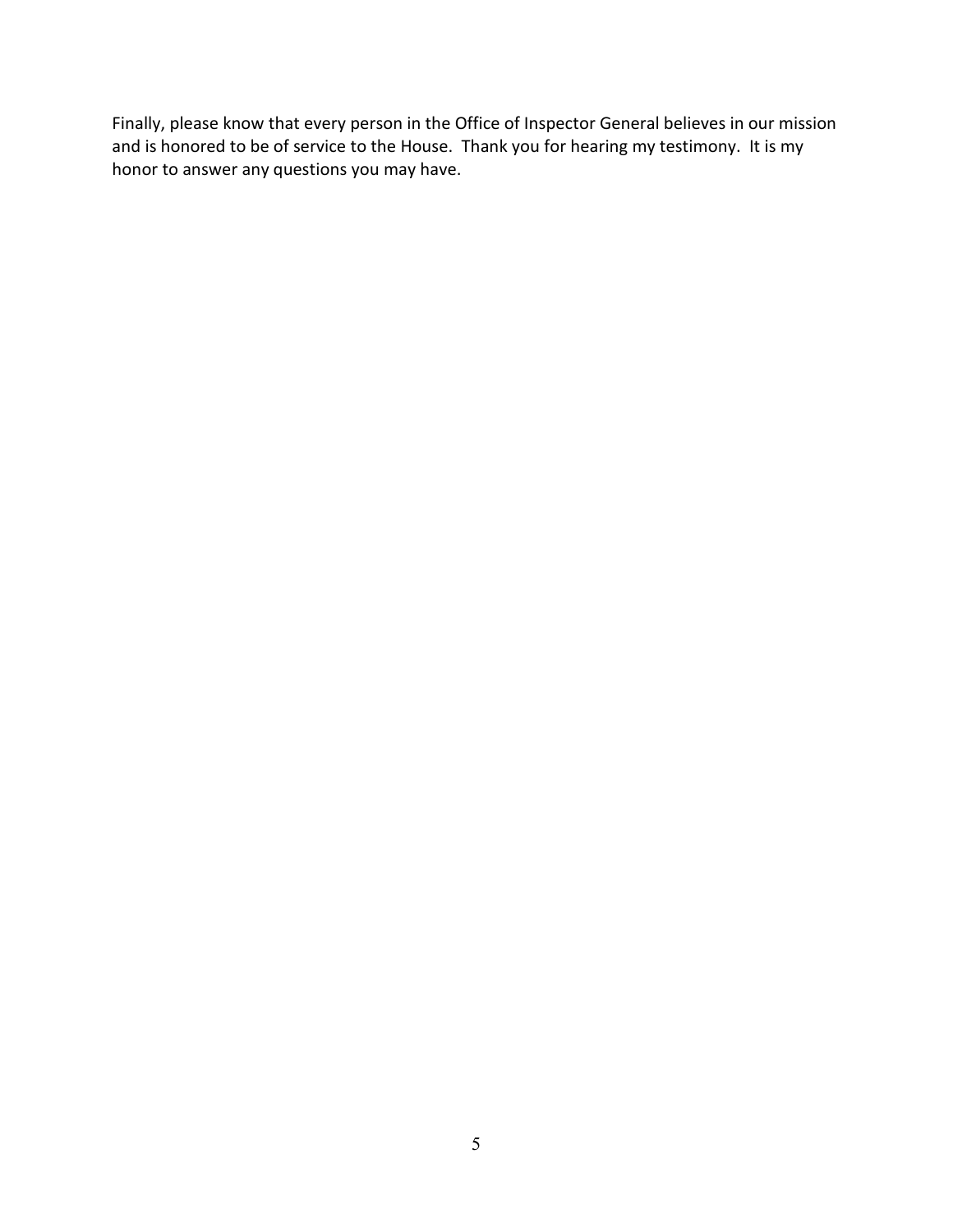Finally, please know that every person in the Office of Inspector General believes in our mission and is honored to be of service to the House. Thank you for hearing my testimony. It is my honor to answer any questions you may have.